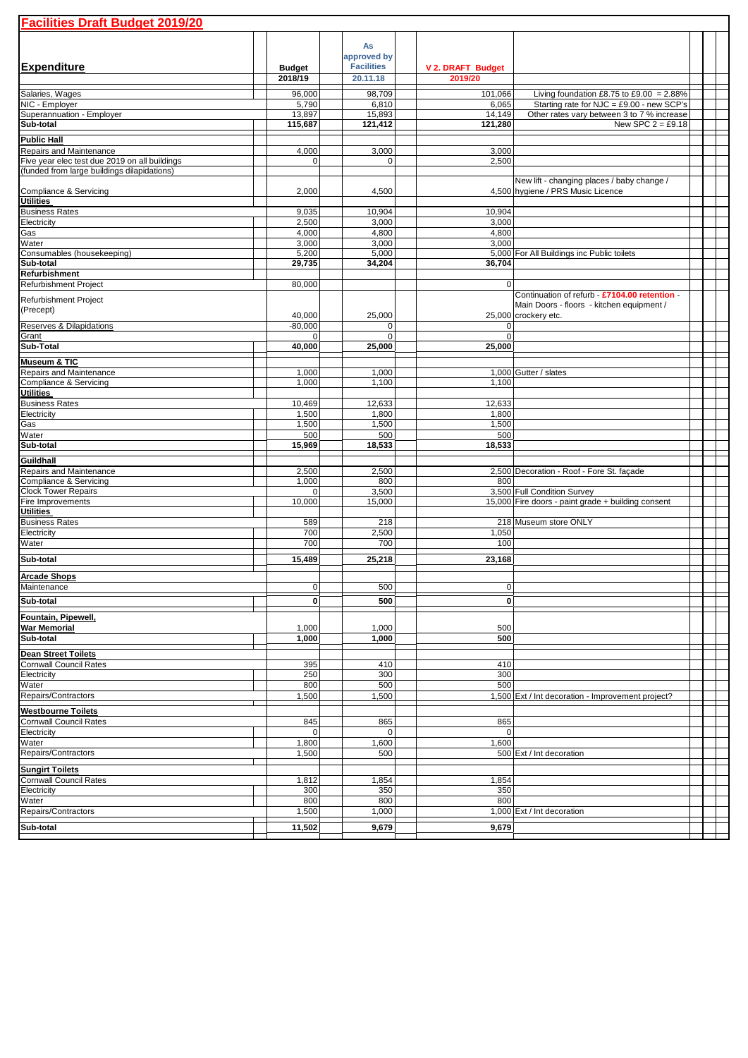# Facilities Draft Budget 2019/20

| Expenditure | Budget 2018/19 | As approved by Facilities 20.11.18 | V 2. DRAFT Budget 2019/20 | |
|---|---|---|---|---|
| Salaries, Wages | 96,000 | 98,709 | 101,066 | Living foundation £8.75 to £9.00 = 2.88% |
| NIC - Employer | 5,790 | 6,810 | 6,065 | Starting rate for NJC = £9.00 - new SCP's |
| Superannuation - Employer | 13,897 | 15,893 | 14,149 | Other rates vary between 3 to 7 % increase |
| **Sub-total** | **115,687** | **121,412** | **121,280** | New SPC 2 = £9.18 |
| **Public Hall** | | | | |
| Repairs and Maintenance | 4,000 | 3,000 | 3,000 | |
| Five year elec test due 2019 on all buildings | 0 | 0 | 2,500 | |
| (funded from large buildings dilapidations) | | | | |
| Compliance & Servicing | 2,000 | 4,500 | 4,500 | New lift - changing places / baby change / hygiene / PRS Music Licence |
| **Utilities** | | | | |
| Business Rates | 9,035 | 10,904 | 10,904 | |
| Electricity | 2,500 | 3,000 | 3,000 | |
| Gas | 4,000 | 4,800 | 4,800 | |
| Water | 3,000 | 3,000 | 3,000 | |
| Consumables (housekeeping) | 5,200 | 5,000 | 5,000 | For All Buildings inc Public toilets |
| **Sub-total** | **29,735** | **34,204** | **36,704** | |
| **Refurbishment** | | | | |
| Refurbishment Project | 80,000 | | 0 | |
| Refurbishment Project (Precept) | 40,000 | 25,000 | 25,000 | Continuation of refurb - **£7104.00 retention** - Main Doors - floors - kitchen equipment / crockery etc. |
| Reserves & Dilapidations | -80,000 | 0 | 0 | |
| Grant | 0 | 0 | 0 | |
| **Sub-Total** | **40,000** | **25,000** | **25,000** | |
| **Museum & TIC** | | | | |
| Repairs and Maintenance | 1,000 | 1,000 | 1,000 | Gutter / slates |
| Compliance & Servicing | 1,000 | 1,100 | 1,100 | |
| **Utilities** | | | | |
| Business Rates | 10,469 | 12,633 | 12,633 | |
| Electricity | 1,500 | 1,800 | 1,800 | |
| Gas | 1,500 | 1,500 | 1,500 | |
| Water | 500 | 500 | 500 | |
| **Sub-total** | **15,969** | **18,533** | **18,533** | |
| **Guildhall** | | | | |
| Repairs and Maintenance | 2,500 | 2,500 | 2,500 | Decoration - Roof - Fore St. façade |
| Compliance & Servicing | 1,000 | 800 | 800 | |
| Clock Tower Repairs | 0 | 3,500 | 3,500 | Full Condition Survey |
| Fire Improvements | 10,000 | 15,000 | 15,000 | Fire doors - paint grade + building consent |
| **Utilities** | | | | |
| Business Rates | 589 | 218 | 218 | Museum store ONLY |
| Electricity | 700 | 2,500 | 1,050 | |
| Water | 700 | 700 | 100 | |
| **Sub-total** | **15,489** | **25,218** | **23,168** | |
| **Arcade Shops** | | | | |
| Maintenance | 0 | 500 | 0 | |
| **Sub-total** | **0** | **500** | **0** | |
| **Fountain, Pipewell, War Memorial** | 1,000 | 1,000 | 500 | |
| **Sub-total** | **1,000** | **1,000** | **500** | |
| **Dean Street Toilets** | | | | |
| Cornwall Council Rates | 395 | 410 | 410 | |
| Electricity | 250 | 300 | 300 | |
| Water | 800 | 500 | 500 | |
| Repairs/Contractors | 1,500 | 1,500 | 1,500 | Ext / Int decoration - Improvement project? |
| **Westbourne Toilets** | | | | |
| Cornwall Council Rates | 845 | 865 | 865 | |
| Electricity | 0 | 0 | 0 | |
| Water | 1,800 | 1,600 | 1,600 | |
| Repairs/Contractors | 1,500 | 500 | 500 | Ext / Int decoration |
| **Sungirt Toilets** | | | | |
| Cornwall Council Rates | 1,812 | 1,854 | 1,854 | |
| Electricity | 300 | 350 | 350 | |
| Water | 800 | 800 | 800 | |
| Repairs/Contractors | 1,500 | 1,000 | 1,000 | Ext / Int decoration |
| **Sub-total** | **11,502** | **9,679** | **9,679** | |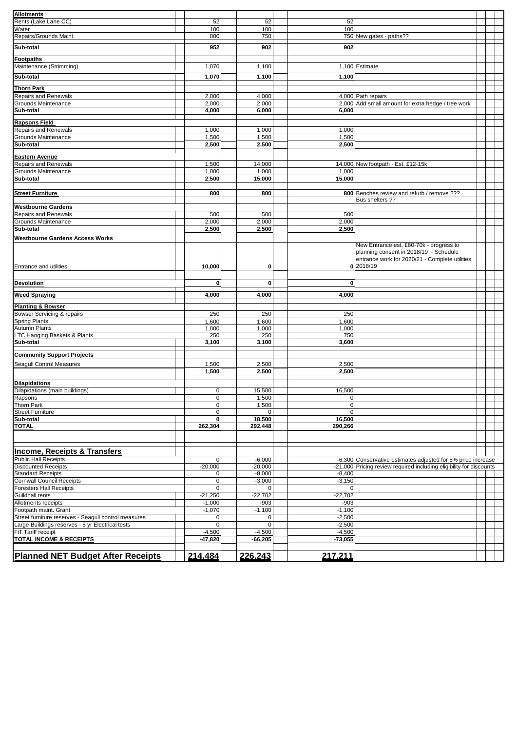| | | | | |
|---|---|---|---|---|
| **Allotments** | | | | |
| Rents (Lake Lane CC) | 52 | 52 | 52 | |
| Water | 100 | 100 | 100 | |
| Repairs/Grounds Maint | 800 | 750 | 750 | New gates - paths?? |
| **Sub-total** | **952** | **902** | **902** | |
| **Footpaths** | | | | |
| Maintenance (Strimming) | 1,070 | 1,100 | 1,100 | Estimate |
| **Sub-total** | **1,070** | **1,100** | **1,100** | |
| **Thorn Park** | | | | |
| Repairs and Renewals | 2,000 | 4,000 | 4,000 | Path repairs |
| Grounds Maintenance | 2,000 | 2,000 | 2,000 | Add small amount for extra hedge / tree work |
| **Sub-total** | **4,000** | **6,000** | **6,000** | |
| **Rapsons Field** | | | | |
| Repairs and Renewals | 1,000 | 1,000 | 1,000 | |
| Grounds Maintenance | 1,500 | 1,500 | 1,500 | |
| **Sub-total** | **2,500** | **2,500** | **2,500** | |
| **Eastern Avenue** | | | | |
| Repairs and Renewals | 1,500 | 14,000 | 14,000 | New footpath - Est. £12-15k |
| Grounds Maintenance | 1,000 | 1,000 | 1,000 | |
| **Sub-total** | **2,500** | **15,000** | **15,000** | |
| **Street Furniture** | **800** | **800** | **800** | Benches review and refurb / remove ??? Bus shelters ?? |
| **Westbourne Gardens** | | | | |
| Repairs and Renewals | 500 | 500 | 500 | |
| Grounds Maintenance | 2,000 | 2,000 | 2,000 | |
| **Sub-total** | **2,500** | **2,500** | **2,500** | |
| **Westbourne Gardens Access Works** | | | | |
| Entrance and utilities | **10,000** | **0** | **0** | New Entrance est. £60-70k - progress to planning consent in 2018/19 - Schedule entrance work for 2020/21 - Complete utilities 2018/19 |
| **Devolution** | **0** | **0** | **0** | |
| **Weed Spraying** | **4,000** | **4,000** | **4,000** | |
| **Planting & Bowser** | | | | |
| Bowser Servicing & repairs | 250 | 250 | 250 | |
| Spring Plants | 1,600 | 1,600 | 1,600 | |
| Autumn Plants | 1,000 | 1,000 | 1,000 | |
| LTC Hanging Baskets & Plants | 250 | 250 | 750 | |
| **Sub-total** | **3,100** | **3,100** | **3,600** | |
| **Community Support Projects** | | | | |
| Seagull Control Measures | 1,500 | 2,500 | 2,500 | |
| | **1,500** | **2,500** | **2,500** | |
| **Dilapidations** | | | | |
| Dilapidations (main buildings) | 0 | 15,500 | 16,500 | |
| Rapsons | 0 | 1,500 | 0 | |
| Thorn Park | 0 | 1,500 | 0 | |
| Street Furniture | 0 | 0 | 0 | |
| **Sub-total** | **0** | **18,500** | **16,500** | |
| **TOTAL** | **262,304** | **292,448** | **290,266** | |
| **Income, Receipts & Transfers** | | | | |
| Public Hall Receipts | 0 | -6,000 | -6,300 | Conservative estimates adjusted for 5% price increase |
| Discounted Receipts | -20,000 | -20,000 | -21,000 | Pricing review required including eligibility for discounts |
| Standard Receipts | 0 | -8,000 | -8,400 | |
| Cornwall Council Receipts | 0 | -3,000 | -3,150 | |
| Foresters Hall Receipts | 0 | 0 | 0 | |
| Guildhall rents | -21,250 | -22,702 | -22,702 | |
| Allotments receipts | -1,000 | -903 | -903 | |
| Footpath maint. Grant | -1,070 | -1,100 | -1,100 | |
| Street furniture reserves - Seagull control measures | 0 | 0 | -2,500 | |
| Large Buildings reserves - 5 yr Electrical tests | 0 | 0 | -2,500 | |
| FiT Tariff receipt | -4,500 | -4,500 | -4,500 | |
| **TOTAL INCOME & RECEIPTS** | **-47,820** | **-66,205** | **-73,055** | |
| **Planned NET Budget After Receipts** | **214,484** | **226,243** | **217,211** | |